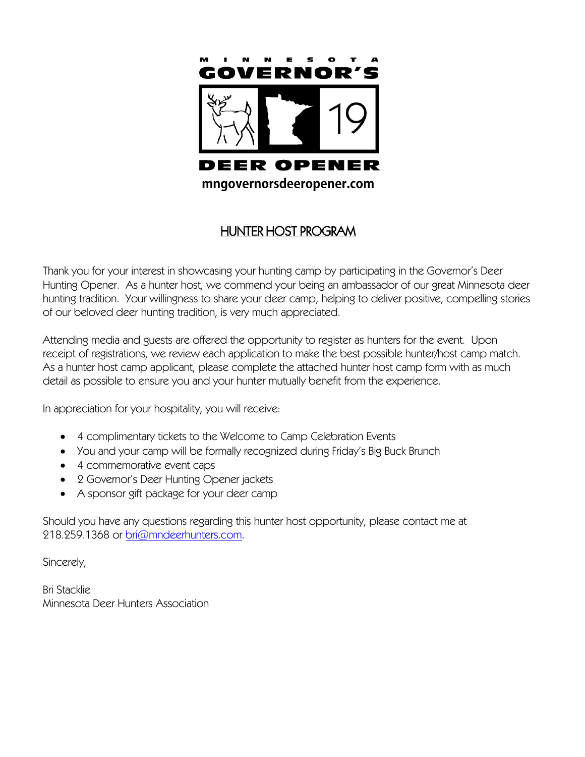MINNESOTA

GOVERNOR'S

19

DEER OPENER

mngovernorsdeeropener.com

## HUNTER HOST PROGRAM

Thank you for your interest in showcasing your hunting camp by participating in the Governor's Deer Hunting Opener. As a hunter host, we commend your being an ambassador of our great Minnesota deer hunting tradition. Your willingness to share your deer camp, helping to deliver positive, compelling stories of our beloved deer hunting tradition, is very much appreciated.

Attending media and guests are offered the opportunity to register as hunters for the event. Upon receipt of registrations, we review each application to make the best possible hunter/host camp match. As a hunter host camp applicant, please complete the attached hunter host camp form with as much detail as possible to ensure you and your hunter mutually benefit from the experience.

In appreciation for your hospitality, you will receive:

- 4 complimentary tickets to the Welcome to Camp Celebration Events
- You and your camp will be formally recognized during Friday's Big Buck Brunch
- 4 commemorative event caps
- 2 Governor's Deer Hunting Opener jackets
- A sponsor gift package for your deer camp

Should you have any questions regarding this hunter host opportunity, please contact me at 218.259.1368 or bri@mndeerhunters.com.

Sincerely,

Bri Stacklie
Minnesota Deer Hunters Association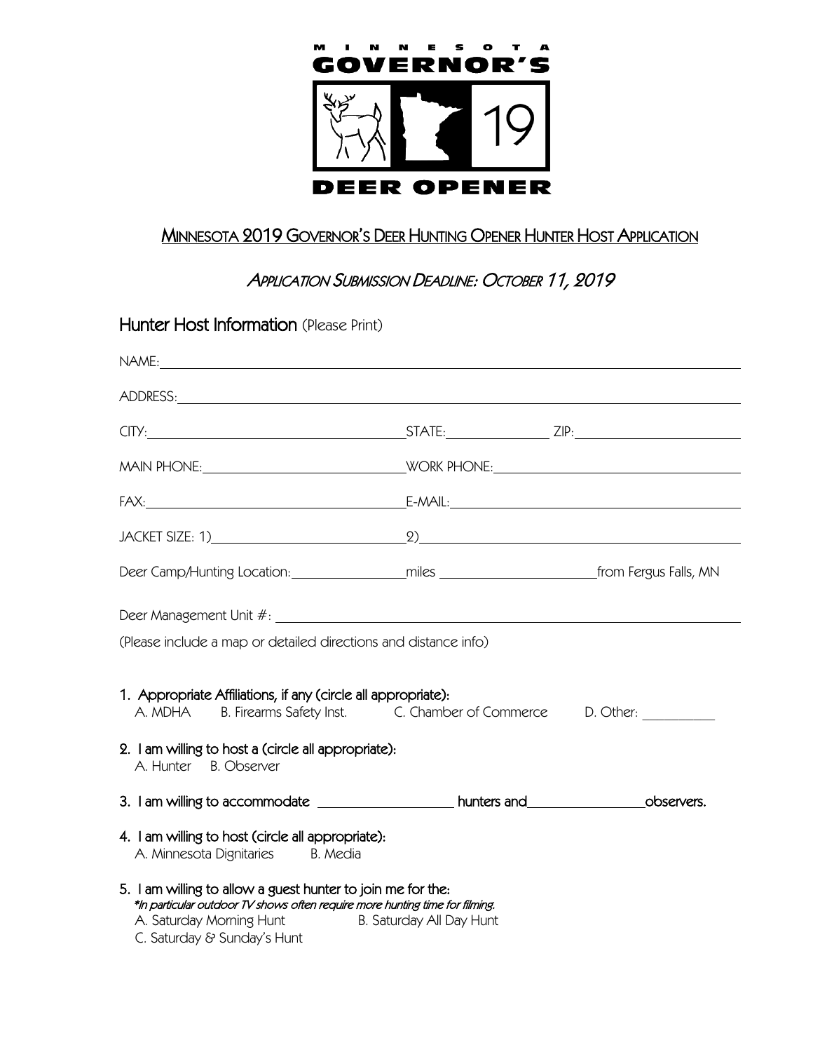MINNESOTA GOVERNOR'S 19 DEER OPENER

# MINNESOTA 2019 GOVERNOR'S DEER HUNTING OPENER HUNTER HOST APPLICATION

## *APPLICATION SUBMISSION DEADLINE: OCTOBER 11, 2019*

## Hunter Host Information (Please Print)

NAME: ______________________________________________

ADDRESS: ______________________________________________

CITY: ____________________ STATE: __________ ZIP: ______________

MAIN PHONE: ____________________ WORK PHONE: ____________________

FAX: ____________________ E-MAIL: ____________________

JACKET SIZE: 1) ____________________ 2) ____________________

Deer Camp/Hunting Location: __________ miles ______________ from Fergus Falls, MN

Deer Management Unit #: ______________________________________________

(Please include a map or detailed directions and distance info)

1. Appropriate Affiliations, if any (circle all appropriate):
   A. MDHA B. Firearms Safety Inst. C. Chamber of Commerce D. Other: __________

2. I am willing to host a (circle all appropriate):
   A. Hunter B. Observer

3. I am willing to accommodate ______________ hunters and ______________ observers.

4. I am willing to host (circle all appropriate):
   A. Minnesota Dignitaries B. Media

5. I am willing to allow a guest hunter to join me for the:
   *\*In particular outdoor TV shows often require more hunting time for filming.*
   A. Saturday Morning Hunt B. Saturday All Day Hunt
   C. Saturday & Sunday's Hunt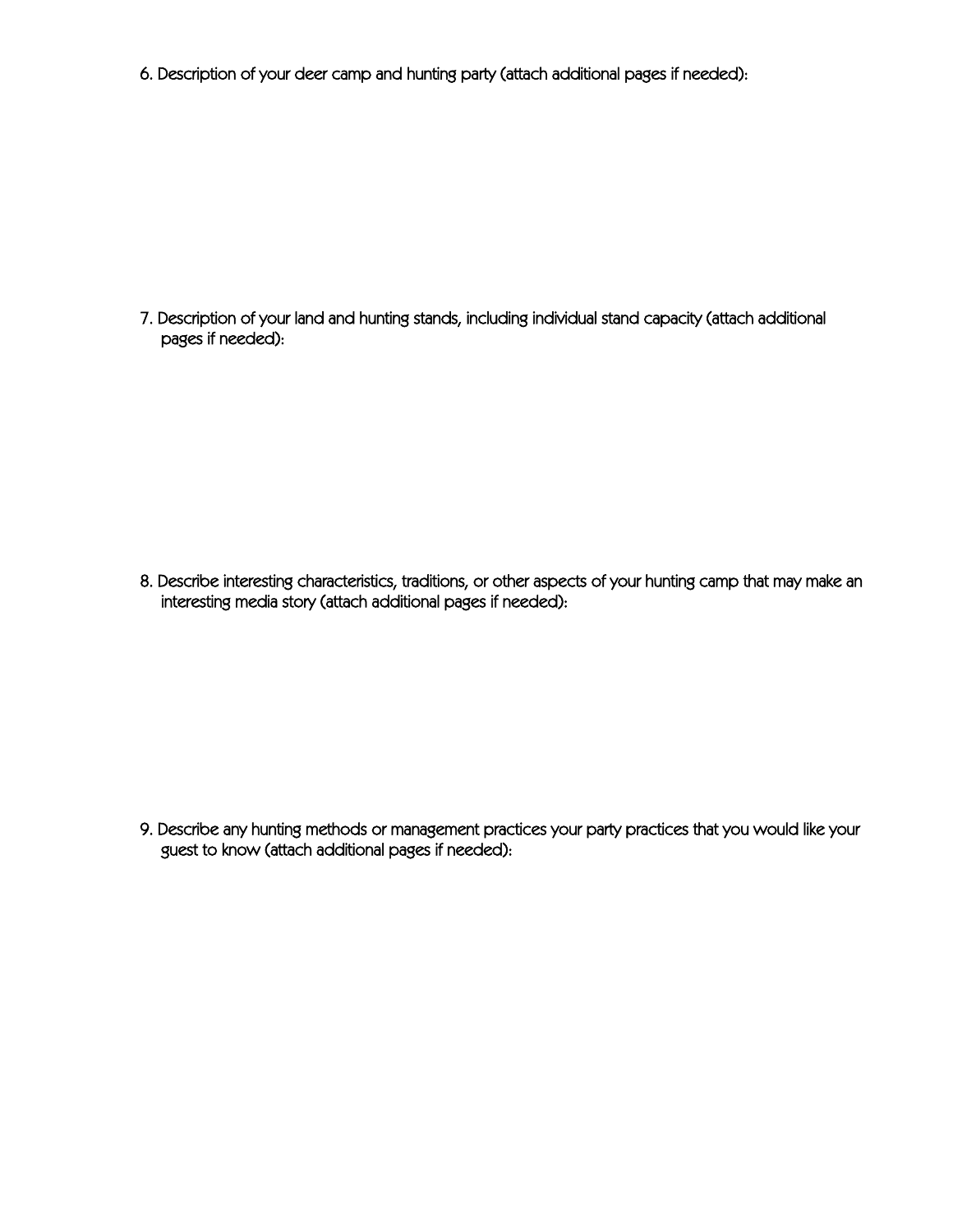6. Description of your deer camp and hunting party (attach additional pages if needed):

7. Description of your land and hunting stands, including individual stand capacity (attach additional pages if needed):

8. Describe interesting characteristics, traditions, or other aspects of your hunting camp that may make an interesting media story (attach additional pages if needed):

9. Describe any hunting methods or management practices your party practices that you would like your guest to know (attach additional pages if needed):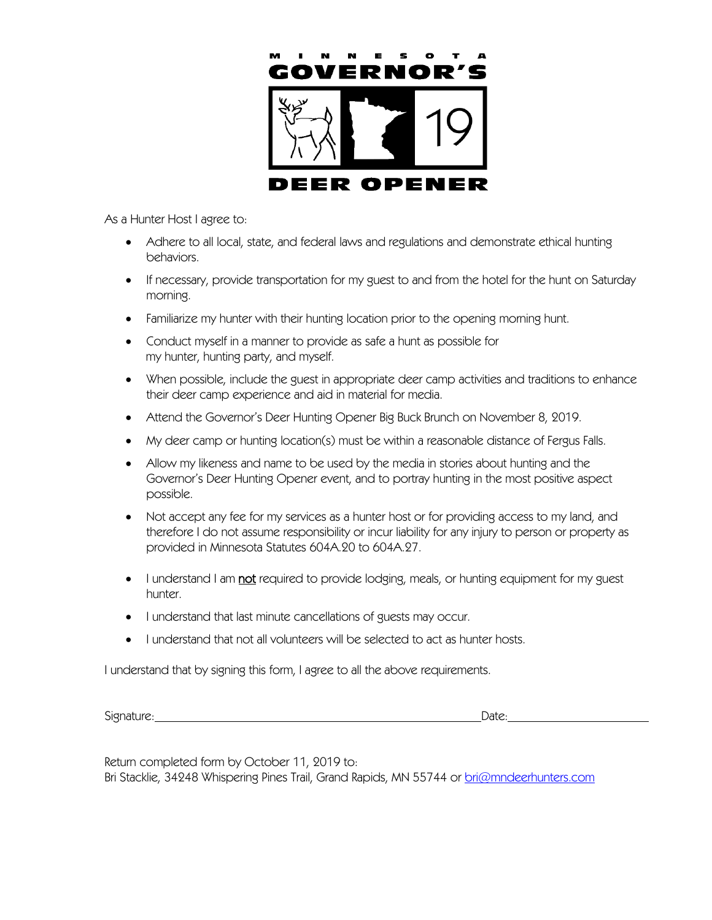MINNESOTA GOVERNOR'S 19 DEER OPENER

As a Hunter Host I agree to:

- Adhere to all local, state, and federal laws and regulations and demonstrate ethical hunting behaviors.
- If necessary, provide transportation for my guest to and from the hotel for the hunt on Saturday morning.
- Familiarize my hunter with their hunting location prior to the opening morning hunt.
- Conduct myself in a manner to provide as safe a hunt as possible for my hunter, hunting party, and myself.
- When possible, include the guest in appropriate deer camp activities and traditions to enhance their deer camp experience and aid in material for media.
- Attend the Governor's Deer Hunting Opener Big Buck Brunch on November 8, 2019.
- My deer camp or hunting location(s) must be within a reasonable distance of Fergus Falls.
- Allow my likeness and name to be used by the media in stories about hunting and the Governor's Deer Hunting Opener event, and to portray hunting in the most positive aspect possible.
- Not accept any fee for my services as a hunter host or for providing access to my land, and therefore I do not assume responsibility or incur liability for any injury to person or property as provided in Minnesota Statutes 604A.20 to 604A.27.
- I understand I am **not** required to provide lodging, meals, or hunting equipment for my guest hunter.
- I understand that last minute cancellations of guests may occur.
- I understand that not all volunteers will be selected to act as hunter hosts.

I understand that by signing this form, I agree to all the above requirements.

Signature:\_\_\_\_\_\_\_\_\_\_\_\_\_\_\_\_\_\_\_\_\_\_\_\_\_\_\_\_\_\_\_\_\_\_\_\_\_\_\_\_ Date:\_\_\_\_\_\_\_\_\_\_\_\_\_\_\_\_\_\_\_\_

Return completed form by October 11, 2019 to:
Bri Stacklie, 34248 Whispering Pines Trail, Grand Rapids, MN 55744 or bri@mndeerhunters.com